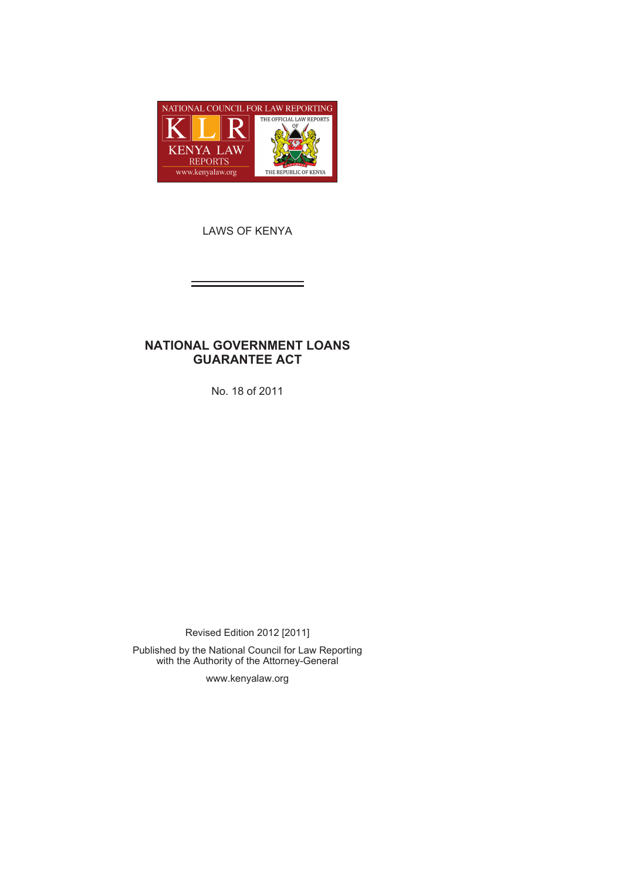NATIONAL COUNCIL FOR LAW REPORTING

KLR

KENYA LAW REPORTS

www.kenyalaw.org

THE OFFICIAL LAW REPORTS OF THE REPUBLIC OF KENYA

LAWS OF KENYA

# NATIONAL GOVERNMENT LOANS GUARANTEE ACT

No. 18 of 2011

Revised Edition 2012 [2011]

Published by the National Council for Law Reporting
with the Authority of the Attorney-General

www.kenyalaw.org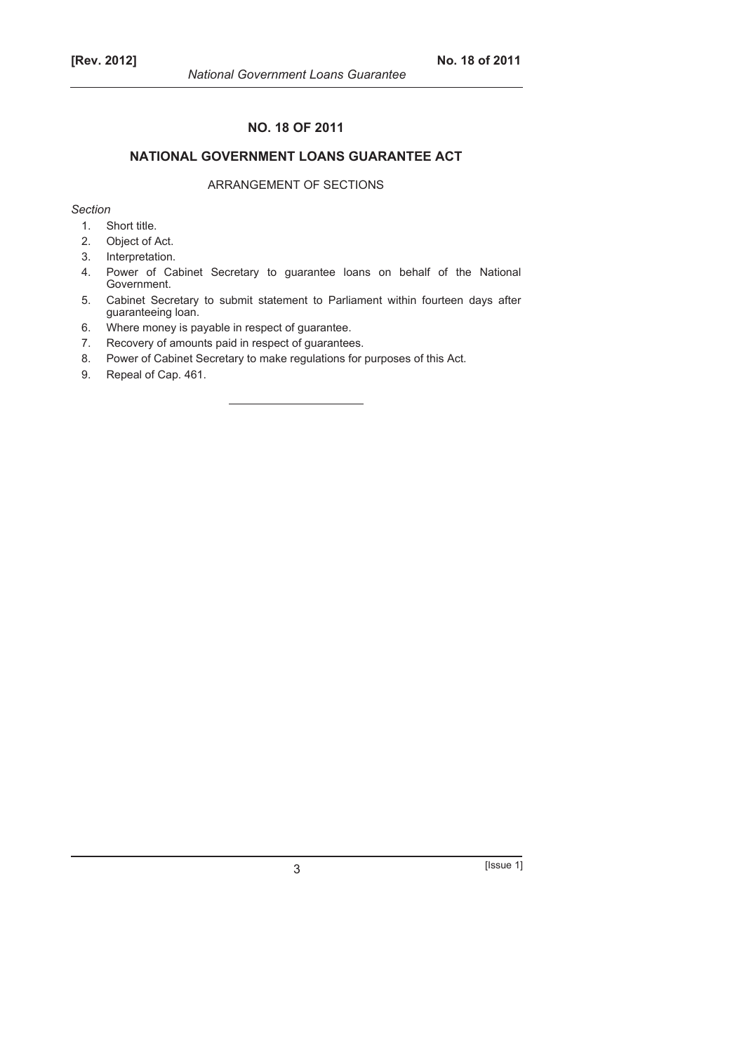# NO. 18 OF 2011

## NATIONAL GOVERNMENT LOANS GUARANTEE ACT

ARRANGEMENT OF SECTIONS

*Section*

1. Short title.
2. Object of Act.
3. Interpretation.
4. Power of Cabinet Secretary to guarantee loans on behalf of the National Government.
5. Cabinet Secretary to submit statement to Parliament within fourteen days after guaranteeing loan.
6. Where money is payable in respect of guarantee.
7. Recovery of amounts paid in respect of guarantees.
8. Power of Cabinet Secretary to make regulations for purposes of this Act.
9. Repeal of Cap. 461.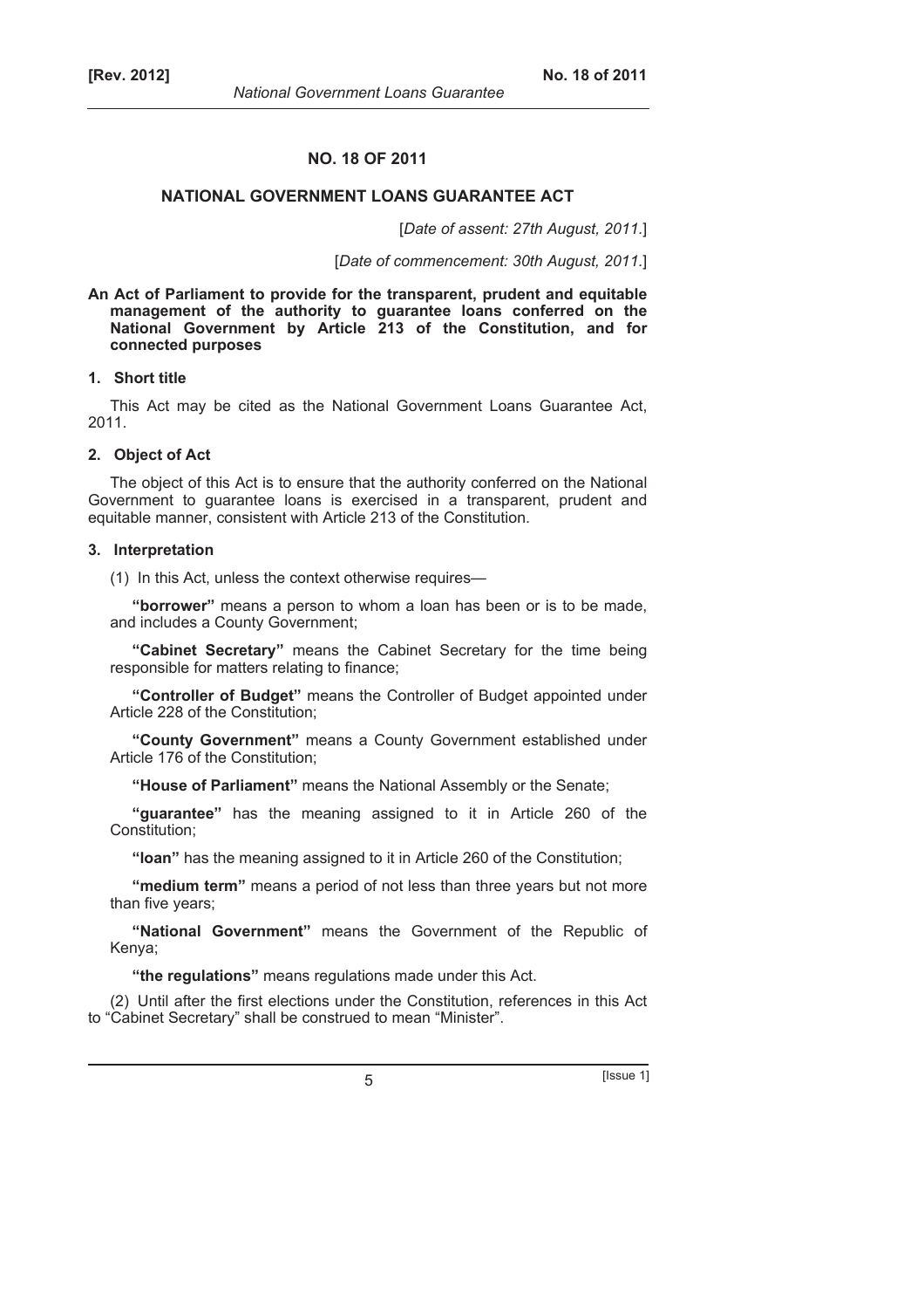# NO. 18 OF 2011

## NATIONAL GOVERNMENT LOANS GUARANTEE ACT

[*Date of assent: 27th August, 2011.*]

[*Date of commencement: 30th August, 2011.*]

**An Act of Parliament to provide for the transparent, prudent and equitable management of the authority to guarantee loans conferred on the National Government by Article 213 of the Constitution, and for connected purposes**

### 1. Short title

This Act may be cited as the National Government Loans Guarantee Act, 2011.

### 2. Object of Act

The object of this Act is to ensure that the authority conferred on the National Government to guarantee loans is exercised in a transparent, prudent and equitable manner, consistent with Article 213 of the Constitution.

### 3. Interpretation

(1) In this Act, unless the context otherwise requires—

**"borrower"** means a person to whom a loan has been or is to be made, and includes a County Government;

**"Cabinet Secretary"** means the Cabinet Secretary for the time being responsible for matters relating to finance;

**"Controller of Budget"** means the Controller of Budget appointed under Article 228 of the Constitution;

**"County Government"** means a County Government established under Article 176 of the Constitution;

**"House of Parliament"** means the National Assembly or the Senate;

**"guarantee"** has the meaning assigned to it in Article 260 of the Constitution;

**"loan"** has the meaning assigned to it in Article 260 of the Constitution;

**"medium term"** means a period of not less than three years but not more than five years;

**"National Government"** means the Government of the Republic of Kenya;

**"the regulations"** means regulations made under this Act.

(2) Until after the first elections under the Constitution, references in this Act to "Cabinet Secretary" shall be construed to mean "Minister".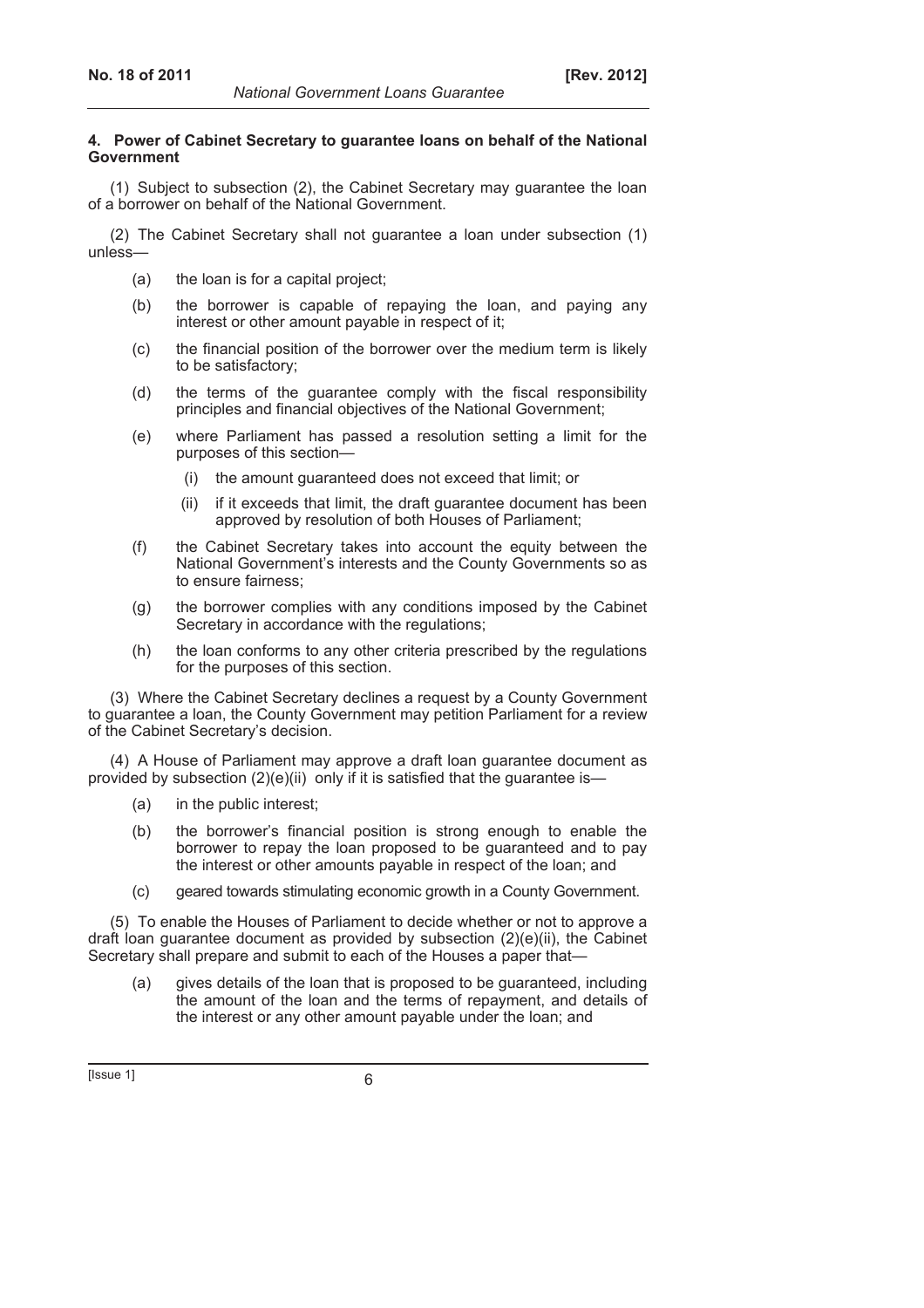**4. Power of Cabinet Secretary to guarantee loans on behalf of the National Government**

(1) Subject to subsection (2), the Cabinet Secretary may guarantee the loan of a borrower on behalf of the National Government.

(2) The Cabinet Secretary shall not guarantee a loan under subsection (1) unless—

- (a) the loan is for a capital project;
- (b) the borrower is capable of repaying the loan, and paying any interest or other amount payable in respect of it;
- (c) the financial position of the borrower over the medium term is likely to be satisfactory;
- (d) the terms of the guarantee comply with the fiscal responsibility principles and financial objectives of the National Government;
- (e) where Parliament has passed a resolution setting a limit for the purposes of this section—
  - (i) the amount guaranteed does not exceed that limit; or
  - (ii) if it exceeds that limit, the draft guarantee document has been approved by resolution of both Houses of Parliament;
- (f) the Cabinet Secretary takes into account the equity between the National Government's interests and the County Governments so as to ensure fairness;
- (g) the borrower complies with any conditions imposed by the Cabinet Secretary in accordance with the regulations;
- (h) the loan conforms to any other criteria prescribed by the regulations for the purposes of this section.

(3) Where the Cabinet Secretary declines a request by a County Government to guarantee a loan, the County Government may petition Parliament for a review of the Cabinet Secretary's decision.

(4) A House of Parliament may approve a draft loan guarantee document as provided by subsection (2)(e)(ii) only if it is satisfied that the guarantee is—

- (a) in the public interest;
- (b) the borrower's financial position is strong enough to enable the borrower to repay the loan proposed to be guaranteed and to pay the interest or other amounts payable in respect of the loan; and
- (c) geared towards stimulating economic growth in a County Government.

(5) To enable the Houses of Parliament to decide whether or not to approve a draft loan guarantee document as provided by subsection (2)(e)(ii), the Cabinet Secretary shall prepare and submit to each of the Houses a paper that—

- (a) gives details of the loan that is proposed to be guaranteed, including the amount of the loan and the terms of repayment, and details of the interest or any other amount payable under the loan; and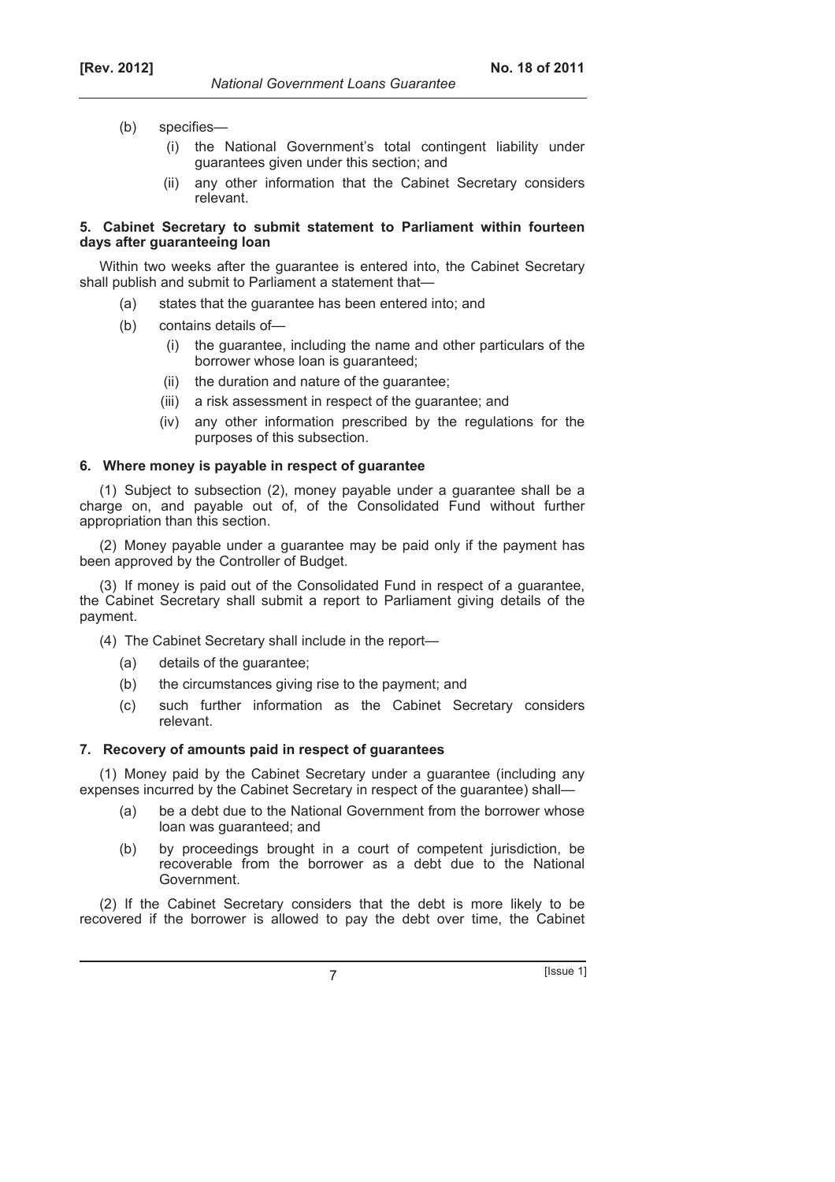(b) specifies—

   (i) the National Government's total contingent liability under guarantees given under this section; and

   (ii) any other information that the Cabinet Secretary considers relevant.

**5. Cabinet Secretary to submit statement to Parliament within fourteen days after guaranteeing loan**

Within two weeks after the guarantee is entered into, the Cabinet Secretary shall publish and submit to Parliament a statement that—

(a) states that the guarantee has been entered into; and

(b) contains details of—

   (i) the guarantee, including the name and other particulars of the borrower whose loan is guaranteed;

   (ii) the duration and nature of the guarantee;

   (iii) a risk assessment in respect of the guarantee; and

   (iv) any other information prescribed by the regulations for the purposes of this subsection.

**6. Where money is payable in respect of guarantee**

(1) Subject to subsection (2), money payable under a guarantee shall be a charge on, and payable out of, of the Consolidated Fund without further appropriation than this section.

(2) Money payable under a guarantee may be paid only if the payment has been approved by the Controller of Budget.

(3) If money is paid out of the Consolidated Fund in respect of a guarantee, the Cabinet Secretary shall submit a report to Parliament giving details of the payment.

(4) The Cabinet Secretary shall include in the report—

(a) details of the guarantee;

(b) the circumstances giving rise to the payment; and

(c) such further information as the Cabinet Secretary considers relevant.

**7. Recovery of amounts paid in respect of guarantees**

(1) Money paid by the Cabinet Secretary under a guarantee (including any expenses incurred by the Cabinet Secretary in respect of the guarantee) shall—

(a) be a debt due to the National Government from the borrower whose loan was guaranteed; and

(b) by proceedings brought in a court of competent jurisdiction, be recoverable from the borrower as a debt due to the National Government.

(2) If the Cabinet Secretary considers that the debt is more likely to be recovered if the borrower is allowed to pay the debt over time, the Cabinet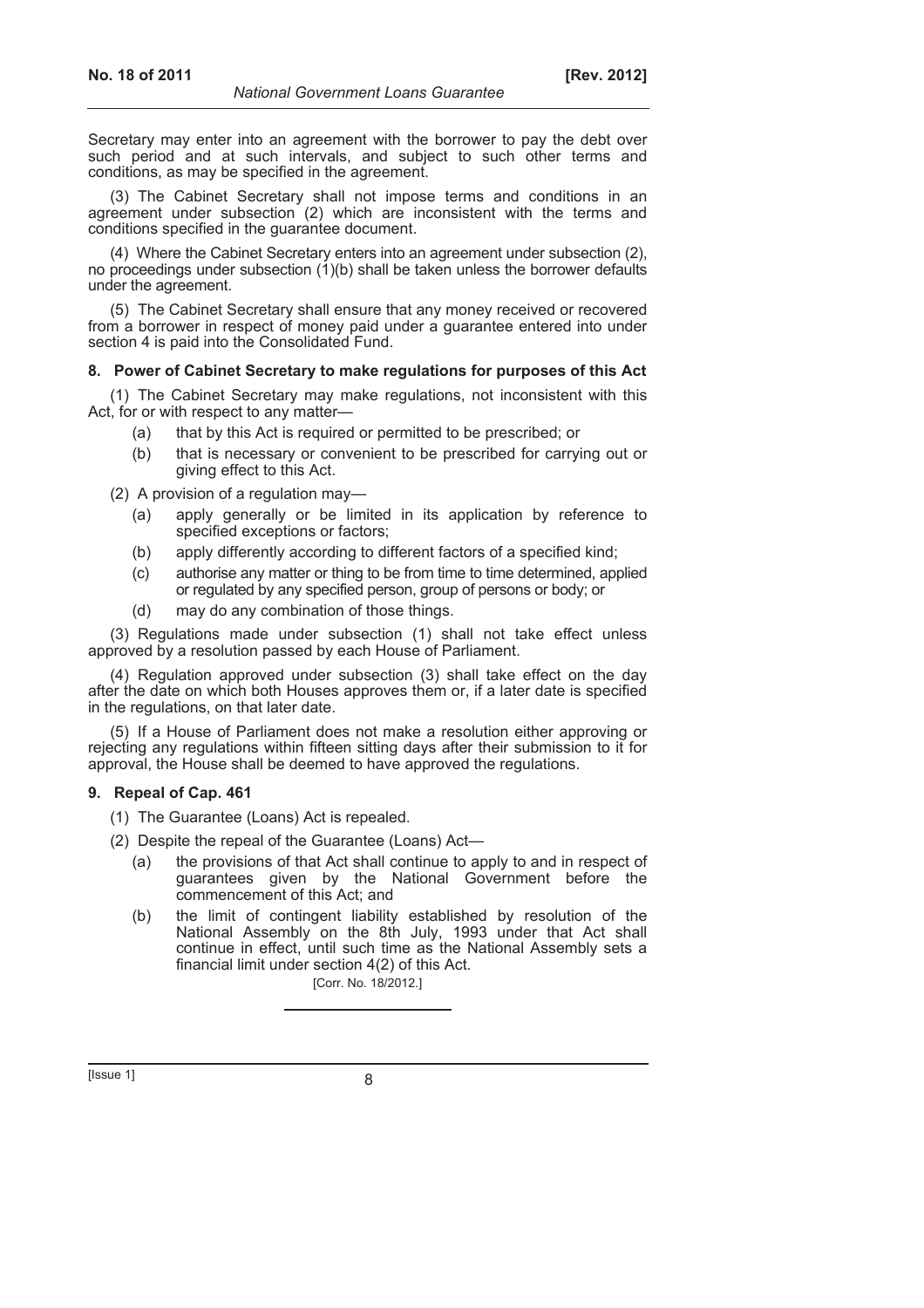Secretary may enter into an agreement with the borrower to pay the debt over such period and at such intervals, and subject to such other terms and conditions, as may be specified in the agreement.

(3) The Cabinet Secretary shall not impose terms and conditions in an agreement under subsection (2) which are inconsistent with the terms and conditions specified in the guarantee document.

(4) Where the Cabinet Secretary enters into an agreement under subsection (2), no proceedings under subsection (1)(b) shall be taken unless the borrower defaults under the agreement.

(5) The Cabinet Secretary shall ensure that any money received or recovered from a borrower in respect of money paid under a guarantee entered into under section 4 is paid into the Consolidated Fund.

**8. Power of Cabinet Secretary to make regulations for purposes of this Act**

(1) The Cabinet Secretary may make regulations, not inconsistent with this Act, for or with respect to any matter—

- (a) that by this Act is required or permitted to be prescribed; or
- (b) that is necessary or convenient to be prescribed for carrying out or giving effect to this Act.

(2) A provision of a regulation may—

- (a) apply generally or be limited in its application by reference to specified exceptions or factors;
- (b) apply differently according to different factors of a specified kind;
- (c) authorise any matter or thing to be from time to time determined, applied or regulated by any specified person, group of persons or body; or
- (d) may do any combination of those things.

(3) Regulations made under subsection (1) shall not take effect unless approved by a resolution passed by each House of Parliament.

(4) Regulation approved under subsection (3) shall take effect on the day after the date on which both Houses approves them or, if a later date is specified in the regulations, on that later date.

(5) If a House of Parliament does not make a resolution either approving or rejecting any regulations within fifteen sitting days after their submission to it for approval, the House shall be deemed to have approved the regulations.

**9. Repeal of Cap. 461**

(1) The Guarantee (Loans) Act is repealed.

(2) Despite the repeal of the Guarantee (Loans) Act—

- (a) the provisions of that Act shall continue to apply to and in respect of guarantees given by the National Government before the commencement of this Act; and
- (b) the limit of contingent liability established by resolution of the National Assembly on the 8th July, 1993 under that Act shall continue in effect, until such time as the National Assembly sets a financial limit under section 4(2) of this Act.

[Corr. No. 18/2012.]